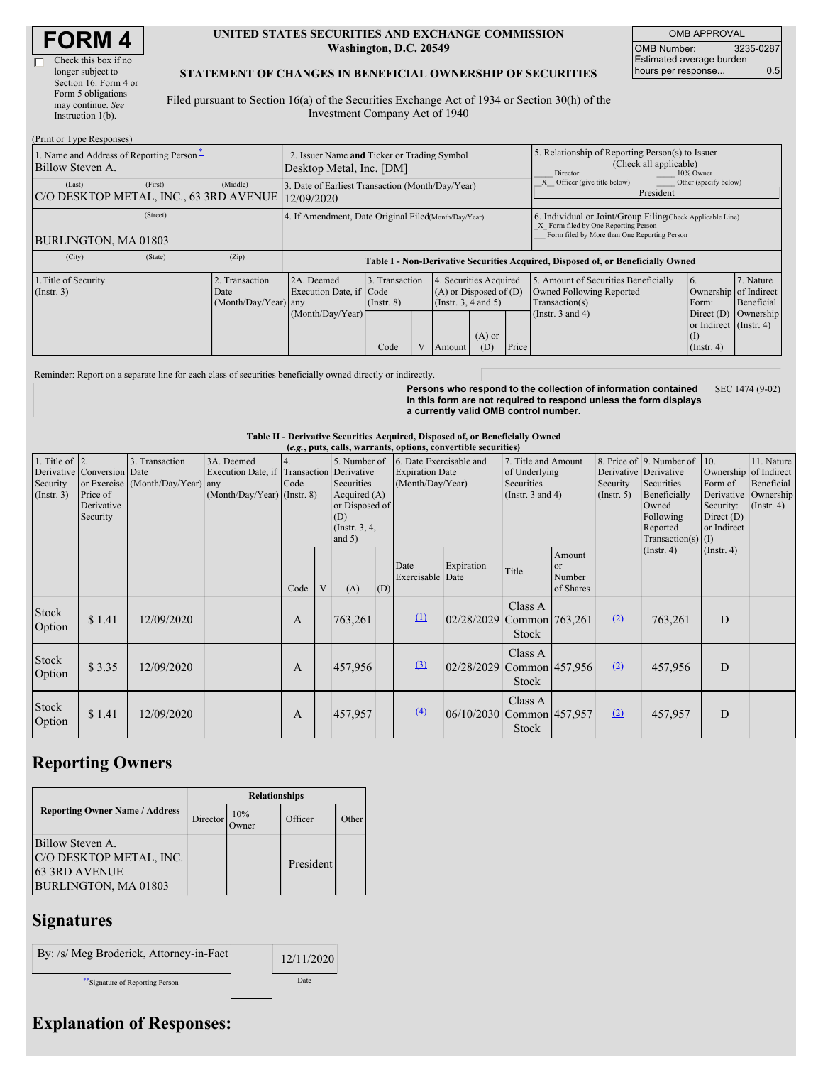# FORM 4

☐ Check this box if no longer subject to Section 16. Form 4 or Form 5 obligations may continue. *See* Instruction 1(b).

**UNITED STATES SECURITIES AND EXCHANGE COMMISSION**
**Washington, D.C. 20549**

**STATEMENT OF CHANGES IN BENEFICIAL OWNERSHIP OF SECURITIES**

Filed pursuant to Section 16(a) of the Securities Exchange Act of 1934 or Section 30(h) of the Investment Company Act of 1940

| OMB APPROVAL | |
|---|---|
| OMB Number: | 3235-0287 |
| Estimated average burden hours per response... | 0.5 |

(Print or Type Responses)

| | | |
|---|---|---|
| 1. Name and Address of Reporting Person *<br>Billow Steven A.<br>(Last) (First) (Middle)<br>C/O DESKTOP METAL, INC., 63 3RD AVENUE<br>(Street)<br>BURLINGTON, MA 01803<br>(City) (State) (Zip) | 2. Issuer Name **and** Ticker or Trading Symbol<br>Desktop Metal, Inc. [DM]<br><br>3. Date of Earliest Transaction (Month/Day/Year)<br>12/09/2020<br><br>4. If Amendment, Date Original Filed (Month/Day/Year) | 5. Relationship of Reporting Person(s) to Issuer (Check all applicable)<br>___ Director ___ 10% Owner<br>_X_ Officer (give title below) ___ Other (specify below)<br>President<br><br>6. Individual or Joint/Group Filing (Check Applicable Line)<br>_X_ Form filed by One Reporting Person<br>___ Form filed by More than One Reporting Person |

**Table I - Non-Derivative Securities Acquired, Disposed of, or Beneficially Owned**

| 1.Title of Security (Instr. 3) | 2. Transaction Date (Month/Day/Year) | 2A. Deemed Execution Date, if any (Month/Day/Year) | 3. Transaction Code (Instr. 8) | | 4. Securities Acquired (A) or Disposed of (D) (Instr. 3, 4 and 5) | | | 5. Amount of Securities Beneficially Owned Following Reported Transaction(s) (Instr. 3 and 4) | 6. Ownership Form: Direct (D) or Indirect (I) (Instr. 4) | 7. Nature of Indirect Beneficial Ownership (Instr. 4) |
|---|---|---|---|---|---|---|---|---|---|---|
| | | | Code | V | Amount | (A) or (D) | Price | | | |

Reminder: Report on a separate line for each class of securities beneficially owned directly or indirectly.

**Persons who respond to the collection of information contained in this form are not required to respond unless the form displays a currently valid OMB control number.** SEC 1474 (9-02)

**Table II - Derivative Securities Acquired, Disposed of, or Beneficially Owned**
**(*e.g.*, puts, calls, warrants, options, convertible securities)**

| 1. Title of Derivative Security (Instr. 3) | 2. Conversion or Exercise Price of Derivative Security | 3. Transaction Date (Month/Day/Year) | 3A. Deemed Execution Date, if any (Month/Day/Year) | 4. Transaction Code (Instr. 8) | | 5. Number of Derivative Securities Acquired (A) or Disposed of (D) (Instr. 3, 4, and 5) | | 6. Date Exercisable and Expiration Date (Month/Day/Year) | | 7. Title and Amount of Underlying Securities (Instr. 3 and 4) | | 8. Price of Derivative Security (Instr. 5) | 9. Number of Derivative Securities Beneficially Owned Following Reported Transaction(s) (Instr. 4) | 10. Ownership Form of Derivative Security: Direct (D) or Indirect (I) (Instr. 4) | 11. Nature of Indirect Beneficial Ownership (Instr. 4) |
|---|---|---|---|---|---|---|---|---|---|---|---|---|---|---|---|
| | | | | Code | V | (A) | (D) | Date Exercisable | Expiration Date | Title | Amount or Number of Shares | | | | |
| Stock Option | $ 1.41 | 12/09/2020 | | A | | 763,261 | | (1) | 02/28/2029 | Class A Common Stock | 763,261 | (2) | 763,261 | D | |
| Stock Option | $ 3.35 | 12/09/2020 | | A | | 457,956 | | (3) | 02/28/2029 | Class A Common Stock | 457,956 | (2) | 457,956 | D | |
| Stock Option | $ 1.41 | 12/09/2020 | | A | | 457,957 | | (4) | 06/10/2030 | Class A Common Stock | 457,957 | (2) | 457,957 | D | |

## Reporting Owners

| Reporting Owner Name / Address | Relationships | | | |
|---|---|---|---|---|
| | Director | 10% Owner | Officer | Other |
| Billow Steven A.<br>C/O DESKTOP METAL, INC.<br>63 3RD AVENUE<br>BURLINGTON, MA 01803 | | | President | |

## Signatures

| | |
|---|---|
| By: /s/ Meg Broderick, Attorney-in-Fact | 12/11/2020 |
| **Signature of Reporting Person | Date |

## Explanation of Responses: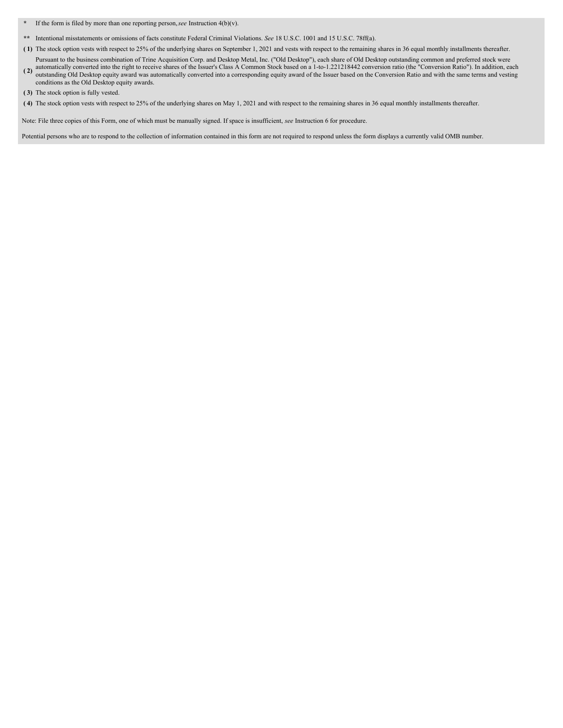\* If the form is filed by more than one reporting person, *see* Instruction 4(b)(v).

\*\* Intentional misstatements or omissions of facts constitute Federal Criminal Violations. *See* 18 U.S.C. 1001 and 15 U.S.C. 78ff(a).

**( 1)** The stock option vests with respect to 25% of the underlying shares on September 1, 2021 and vests with respect to the remaining shares in 36 equal monthly installments thereafter.

**( 2)** Pursuant to the business combination of Trine Acquisition Corp. and Desktop Metal, Inc. ("Old Desktop"), each share of Old Desktop outstanding common and preferred stock were automatically converted into the right to receive shares of the Issuer's Class A Common Stock based on a 1-to-1.221218442 conversion ratio (the "Conversion Ratio"). In addition, each outstanding Old Desktop equity award was automatically converted into a corresponding equity award of the Issuer based on the Conversion Ratio and with the same terms and vesting conditions as the Old Desktop equity awards.

**( 3)** The stock option is fully vested.

**( 4)** The stock option vests with respect to 25% of the underlying shares on May 1, 2021 and with respect to the remaining shares in 36 equal monthly installments thereafter.

Note: File three copies of this Form, one of which must be manually signed. If space is insufficient, *see* Instruction 6 for procedure.

Potential persons who are to respond to the collection of information contained in this form are not required to respond unless the form displays a currently valid OMB number.